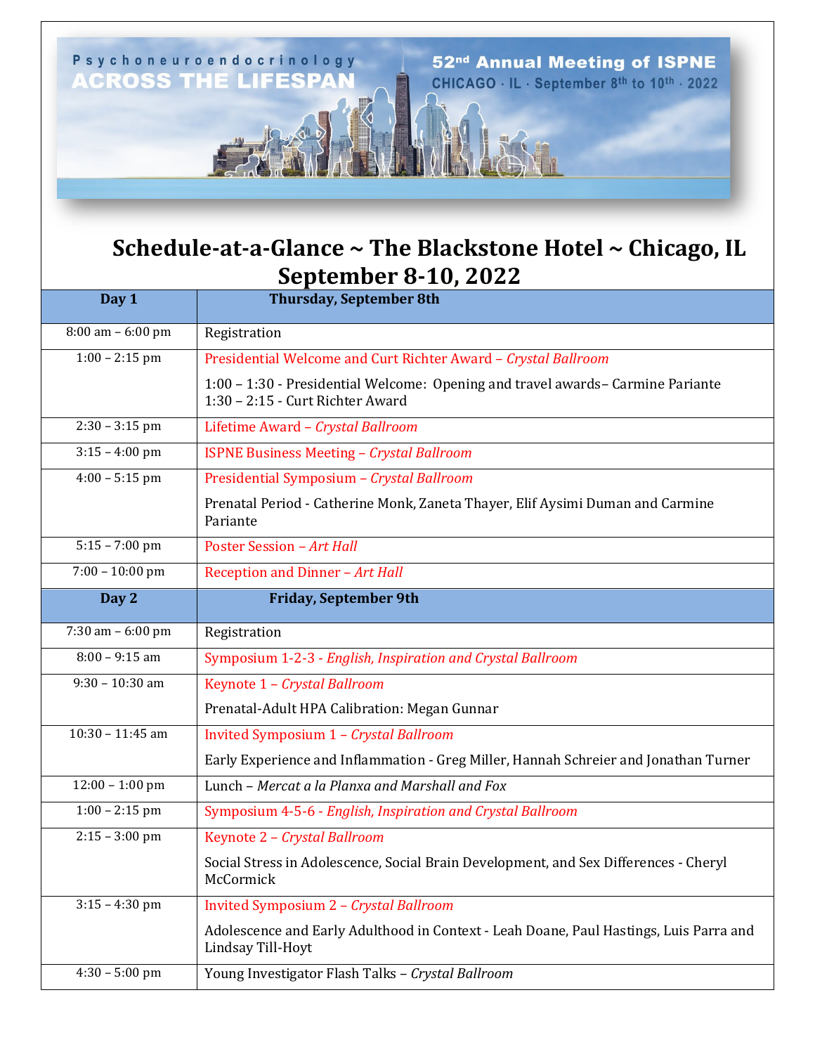Psychoneuroendocrinology ACROSS THE LIFESPAN

52nd Annual Meeting of ISPNE
CHICAGO · IL · September 8th to 10th · 2022

# Schedule-at-a-Glance ~ The Blackstone Hotel ~ Chicago, IL September 8-10, 2022

| Day 1 | Thursday, September 8th |
|---|---|
| 8:00 am – 6:00 pm | Registration |
| 1:00 – 2:15 pm | Presidential Welcome and Curt Richter Award – *Crystal Ballroom*<br><br>1:00 – 1:30 - Presidential Welcome: Opening and travel awards– Carmine Pariante<br>1:30 – 2:15 - Curt Richter Award |
| 2:30 – 3:15 pm | Lifetime Award – *Crystal Ballroom* |
| 3:15 – 4:00 pm | ISPNE Business Meeting – *Crystal Ballroom* |
| 4:00 – 5:15 pm | Presidential Symposium – *Crystal Ballroom*<br><br>Prenatal Period - Catherine Monk, Zaneta Thayer, Elif Aysimi Duman and Carmine Pariante |
| 5:15 – 7:00 pm | Poster Session – *Art Hall* |
| 7:00 – 10:00 pm | Reception and Dinner – *Art Hall* |
| **Day 2** | **Friday, September 9th** |
| 7:30 am – 6:00 pm | Registration |
| 8:00 – 9:15 am | Symposium 1-2-3 - *English, Inspiration and Crystal Ballroom* |
| 9:30 – 10:30 am | Keynote 1 – *Crystal Ballroom*<br><br>Prenatal-Adult HPA Calibration: Megan Gunnar |
| 10:30 – 11:45 am | Invited Symposium 1 – *Crystal Ballroom*<br><br>Early Experience and Inflammation - Greg Miller, Hannah Schreier and Jonathan Turner |
| 12:00 – 1:00 pm | Lunch – *Mercat a la Planxa and Marshall and Fox* |
| 1:00 – 2:15 pm | Symposium 4-5-6 - *English, Inspiration and Crystal Ballroom* |
| 2:15 – 3:00 pm | Keynote 2 – *Crystal Ballroom*<br><br>Social Stress in Adolescence, Social Brain Development, and Sex Differences - Cheryl McCormick |
| 3:15 – 4:30 pm | Invited Symposium 2 – *Crystal Ballroom*<br><br>Adolescence and Early Adulthood in Context - Leah Doane, Paul Hastings, Luis Parra and Lindsay Till-Hoyt |
| 4:30 – 5:00 pm | Young Investigator Flash Talks – *Crystal Ballroom* |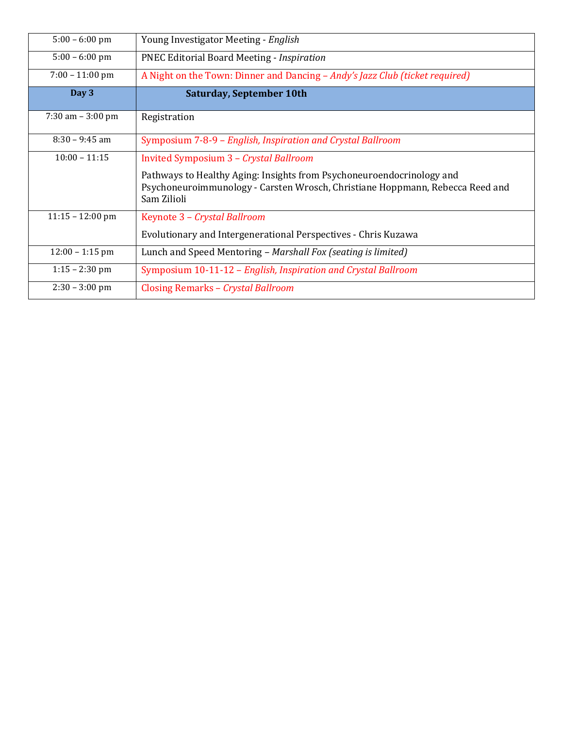| | |
|---|---|
| 5:00 – 6:00 pm | Young Investigator Meeting - *English* |
| 5:00 – 6:00 pm | PNEC Editorial Board Meeting - *Inspiration* |
| 7:00 – 11:00 pm | A Night on the Town: Dinner and Dancing – *Andy's Jazz Club (ticket required)* |
| **Day 3** | **Saturday, September 10th** |
| 7:30 am – 3:00 pm | Registration |
| 8:30 – 9:45 am | Symposium 7-8-9 – *English, Inspiration and Crystal Ballroom* |
| 10:00 – 11:15 | Invited Symposium 3 – *Crystal Ballroom*<br><br>Pathways to Healthy Aging: Insights from Psychoneuroendocrinology and Psychoneuroimmunology - Carsten Wrosch, Christiane Hoppmann, Rebecca Reed and Sam Zilioli |
| 11:15 – 12:00 pm | Keynote 3 – *Crystal Ballroom*<br><br>Evolutionary and Intergenerational Perspectives - Chris Kuzawa |
| 12:00 – 1:15 pm | Lunch and Speed Mentoring – *Marshall Fox (seating is limited)* |
| 1:15 – 2:30 pm | Symposium 10-11-12 – *English, Inspiration and Crystal Ballroom* |
| 2:30 – 3:00 pm | Closing Remarks – *Crystal Ballroom* |